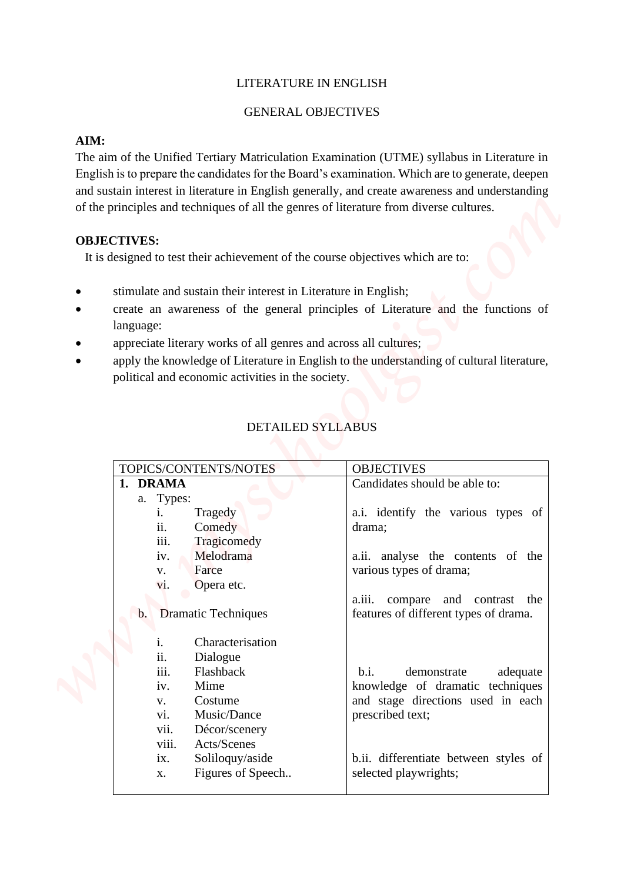# LITERATURE IN ENGLISH

## GENERAL OBJECTIVES

**AIM:**

The aim of the Unified Tertiary Matriculation Examination (UTME) syllabus in Literature in English is to prepare the candidates for the Board's examination. Which are to generate, deepen and sustain interest in literature in English generally, and create awareness and understanding of the principles and techniques of all the genres of literature from diverse cultures.

**OBJECTIVES:**

It is designed to test their achievement of the course objectives which are to:

- stimulate and sustain their interest in Literature in English;
- create an awareness of the general principles of Literature and the functions of language:
- appreciate literary works of all genres and across all cultures;
- apply the knowledge of Literature in English to the understanding of cultural literature, political and economic activities in the society.

## DETAILED SYLLABUS

| TOPICS/CONTENTS/NOTES | OBJECTIVES |
|---|---|
| **1. DRAMA** | Candidates should be able to: |
| a. Types:<br>i. Tragedy<br>ii. Comedy<br>iii. Tragicomedy<br>iv. Melodrama<br>v. Farce<br>vi. Opera etc. | a.i. identify the various types of drama;<br><br>a.ii. analyse the contents of the various types of drama;<br><br>a.iii. compare and contrast the features of different types of drama. |
| b. Dramatic Techniques<br>i. Characterisation<br>ii. Dialogue<br>iii. Flashback<br>iv. Mime<br>v. Costume<br>vi. Music/Dance<br>vii. Décor/scenery<br>viii. Acts/Scenes<br>ix. Soliloquy/aside<br>x. Figures of Speech.. | b.i. demonstrate adequate knowledge of dramatic techniques and stage directions used in each prescribed text;<br><br>b.ii. differentiate between styles of selected playwrights; |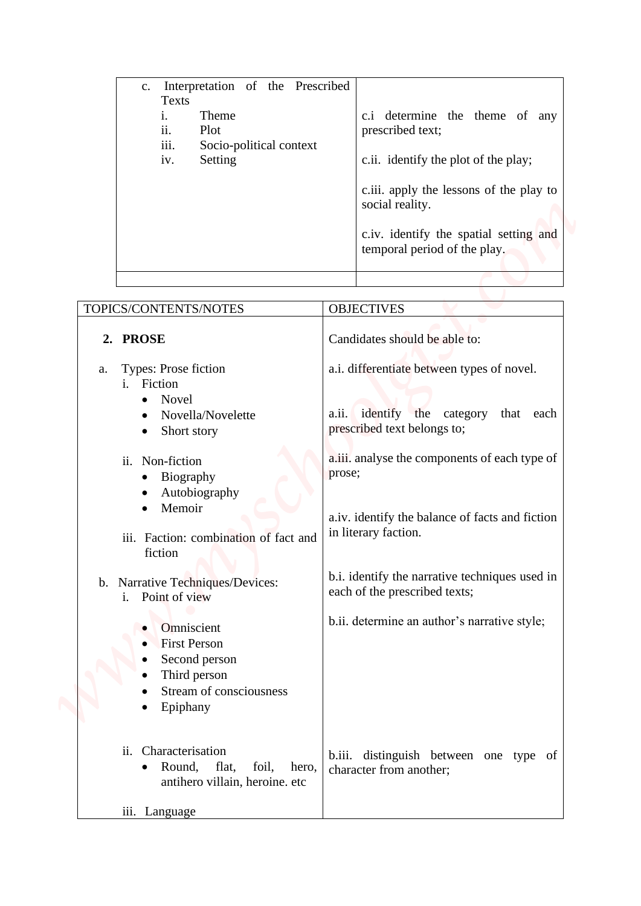| | |
|---|---|
| c. Interpretation of the Prescribed Texts<br>i. Theme<br>ii. Plot<br>iii. Socio-political context<br>iv. Setting | c.i determine the theme of any prescribed text;<br><br>c.ii. identify the plot of the play;<br><br>c.iii. apply the lessons of the play to social reality.<br><br>c.iv. identify the spatial setting and temporal period of the play. |
| | |

| TOPICS/CONTENTS/NOTES | OBJECTIVES |
|---|---|
| **2. PROSE** | Candidates should be able to: |
| a. Types: Prose fiction<br>i. Fiction<br>• Novel<br>• Novella/Novelette<br>• Short story<br><br>ii. Non-fiction<br>• Biography<br>• Autobiography<br>• Memoir<br><br>iii. Faction: combination of fact and fiction | a.i. differentiate between types of novel.<br><br>a.ii. identify the category that each prescribed text belongs to;<br><br>a.iii. analyse the components of each type of prose;<br><br>a.iv. identify the balance of facts and fiction in literary faction. |
| b. Narrative Techniques/Devices:<br>i. Point of view<br>• Omniscient<br>• First Person<br>• Second person<br>• Third person<br>• Stream of consciousness<br>• Epiphany | b.i. identify the narrative techniques used in each of the prescribed texts;<br><br>b.ii. determine an author's narrative style; |
| ii. Characterisation<br>• Round, flat, foil, hero, antihero villain, heroine. etc | b.iii. distinguish between one type of character from another; |
| iii. Language | |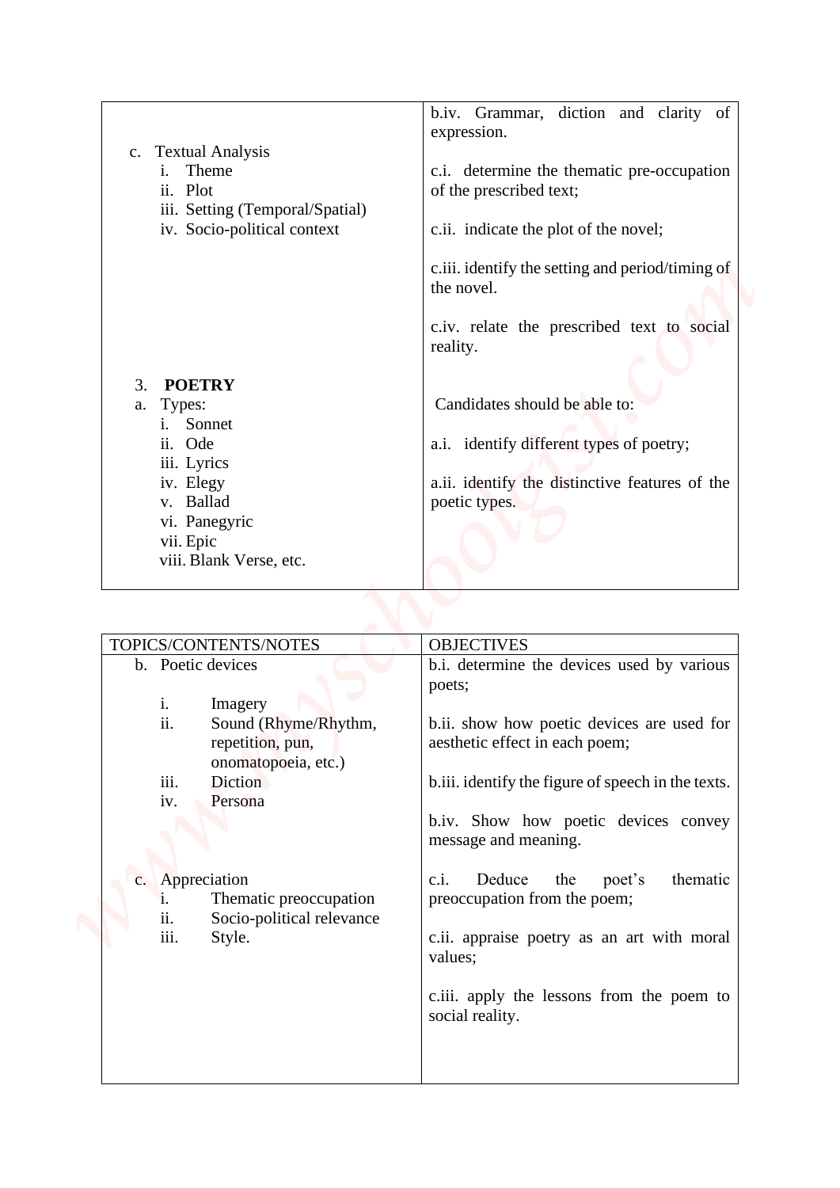| | |
|---|---|
| c. Textual Analysis<br>i. Theme<br>ii. Plot<br>iii. Setting (Temporal/Spatial)<br>iv. Socio-political context | b.iv. Grammar, diction and clarity of expression.<br><br>c.i. determine the thematic pre-occupation of the prescribed text;<br><br>c.ii. indicate the plot of the novel;<br><br>c.iii. identify the setting and period/timing of the novel.<br><br>c.iv. relate the prescribed text to social reality. |
| 3. **POETRY**<br>a. Types:<br>i. Sonnet<br>ii. Ode<br>iii. Lyrics<br>iv. Elegy<br>v. Ballad<br>vi. Panegyric<br>vii. Epic<br>viii. Blank Verse, etc. | Candidates should be able to:<br><br>a.i. identify different types of poetry;<br><br>a.ii. identify the distinctive features of the poetic types. |

| TOPICS/CONTENTS/NOTES | OBJECTIVES |
|---|---|
| b. Poetic devices<br><br>i. Imagery<br>ii. Sound (Rhyme/Rhythm, repetition, pun, onomatopoeia, etc.)<br>iii. Diction<br>iv. Persona | b.i. determine the devices used by various poets;<br><br>b.ii. show how poetic devices are used for aesthetic effect in each poem;<br><br>b.iii. identify the figure of speech in the texts.<br><br>b.iv. Show how poetic devices convey message and meaning. |
| c. Appreciation<br>i. Thematic preoccupation<br>ii. Socio-political relevance<br>iii. Style. | c.i. Deduce the poet's thematic preoccupation from the poem;<br><br>c.ii. appraise poetry as an art with moral values;<br><br>c.iii. apply the lessons from the poem to social reality. |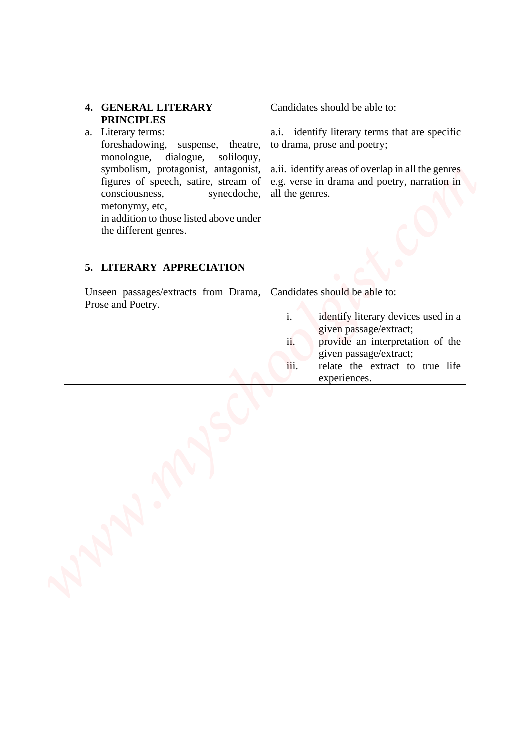| | |
|---|---|
| **4. GENERAL LITERARY PRINCIPLES**<br>a. Literary terms:<br>foreshadowing, suspense, theatre, monologue, dialogue, soliloquy, symbolism, protagonist, antagonist, figures of speech, satire, stream of consciousness, synecdoche, metonymy, etc,<br>in addition to those listed above under the different genres. | Candidates should be able to:<br><br>a.i. identify literary terms that are specific to drama, prose and poetry;<br><br>a.ii. identify areas of overlap in all the genres e.g. verse in drama and poetry, narration in all the genres. |
| **5. LITERARY APPRECIATION**<br><br>Unseen passages/extracts from Drama, Prose and Poetry. | Candidates should be able to:<br><br>i. identify literary devices used in a given passage/extract;<br>ii. provide an interpretation of the given passage/extract;<br>iii. relate the extract to true life experiences. |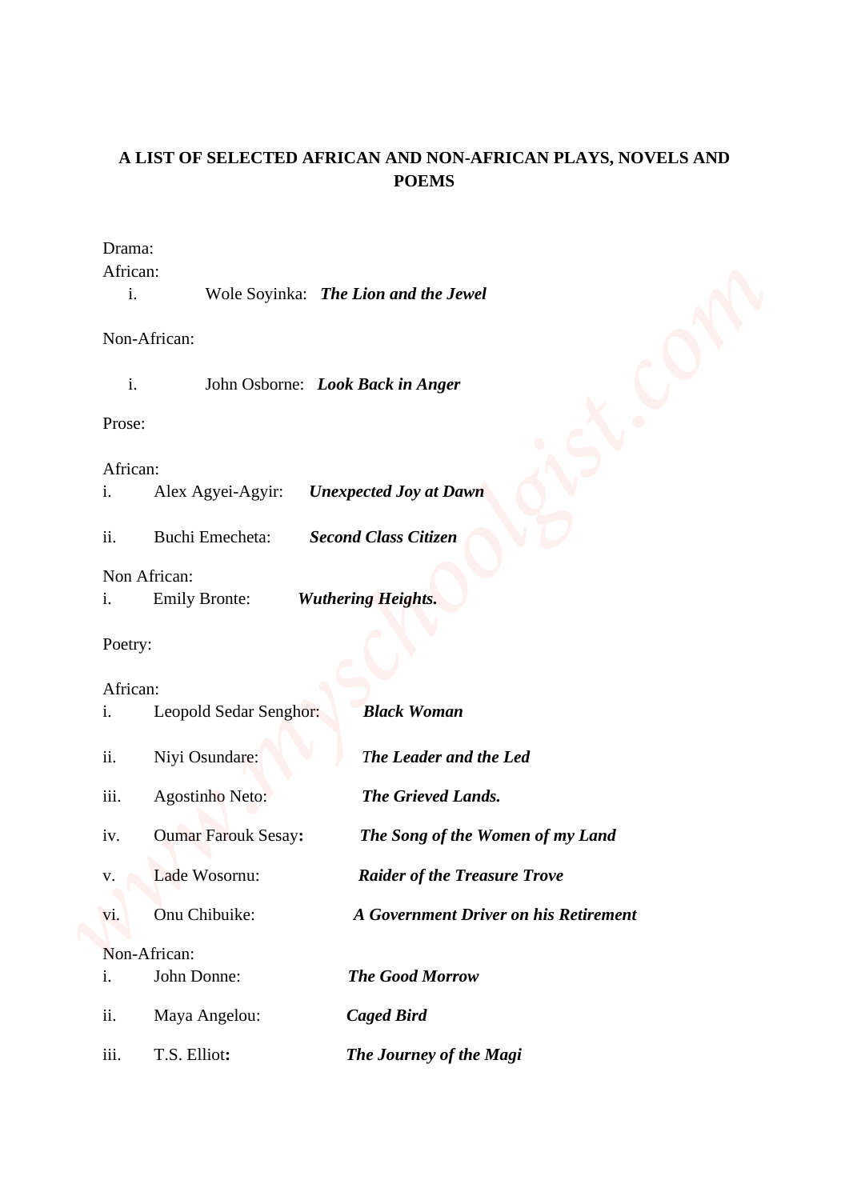**A LIST OF SELECTED AFRICAN AND NON-AFRICAN PLAYS, NOVELS AND POEMS**

Drama:

African:

i. Wole Soyinka: ***The Lion and the Jewel***

Non-African:

i. John Osborne: ***Look Back in Anger***

Prose:

African:

i. Alex Agyei-Agyir: ***Unexpected Joy at Dawn***

ii. Buchi Emecheta: ***Second Class Citizen***

Non African:

i. Emily Bronte: ***Wuthering Heights.***

Poetry:

African:

i. Leopold Sedar Senghor: ***Black Woman***

ii. Niyi Osundare: ***The Leader and the Led***

iii. Agostinho Neto: ***The Grieved Lands.***

iv. Oumar Farouk Sesay**:** ***The Song of the Women of my Land***

v. Lade Wosornu: ***Raider of the Treasure Trove***

vi. Onu Chibuike: ***A Government Driver on his Retirement***

Non-African:

i. John Donne: ***The Good Morrow***

ii. Maya Angelou: ***Caged Bird***

iii. T.S. Elliot**:** ***The Journey of the Magi***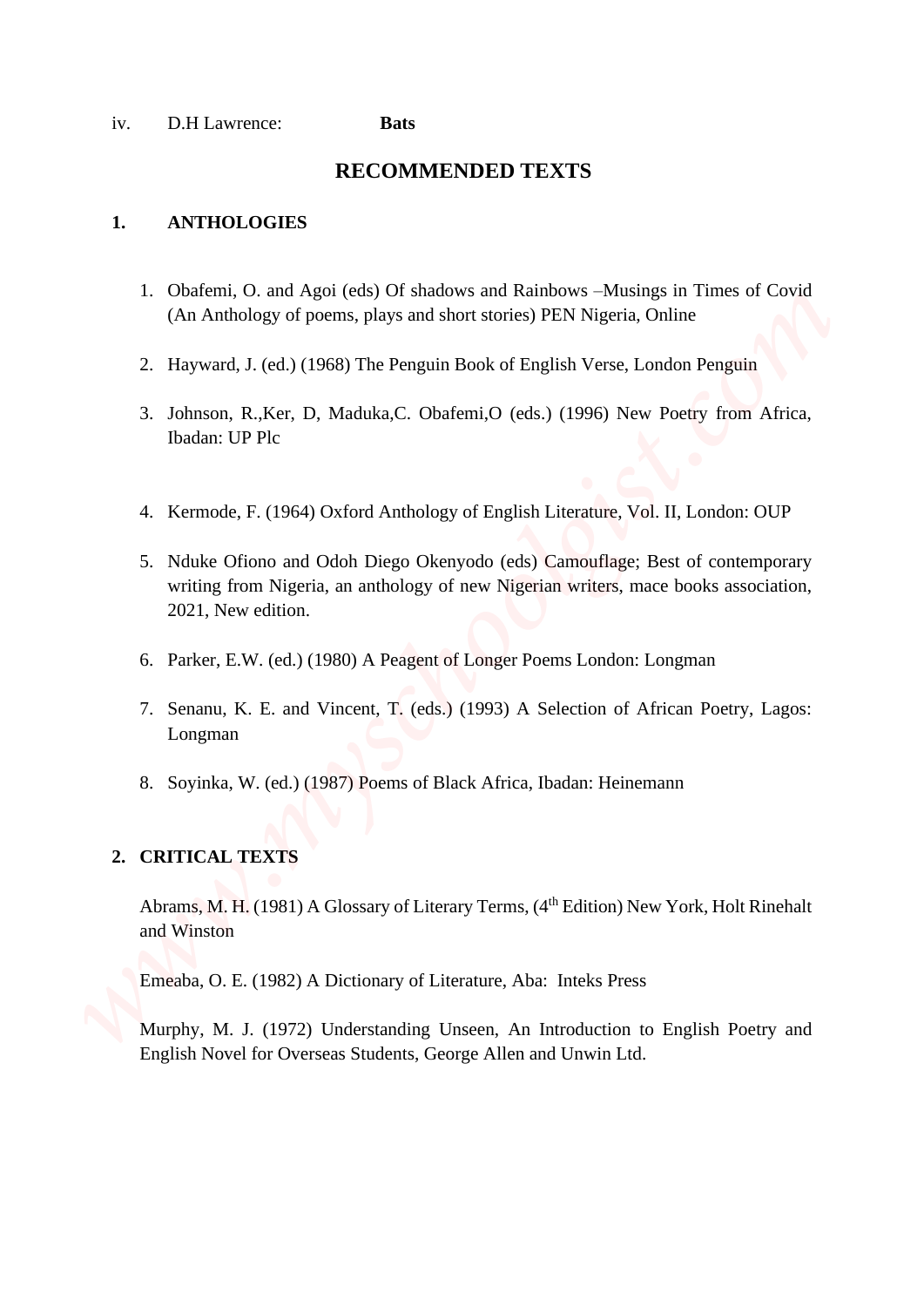iv. D.H Lawrence: **Bats**

## RECOMMENDED TEXTS

### 1. ANTHOLOGIES

1. Obafemi, O. and Agoi (eds) Of shadows and Rainbows –Musings in Times of Covid (An Anthology of poems, plays and short stories) PEN Nigeria, Online

2. Hayward, J. (ed.) (1968) The Penguin Book of English Verse, London Penguin

3. Johnson, R.,Ker, D, Maduka,C. Obafemi,O (eds.) (1996) New Poetry from Africa, Ibadan: UP Plc

4. Kermode, F. (1964) Oxford Anthology of English Literature, Vol. II, London: OUP

5. Nduke Ofiono and Odoh Diego Okenyodo (eds) Camouflage; Best of contemporary writing from Nigeria, an anthology of new Nigerian writers, mace books association, 2021, New edition.

6. Parker, E.W. (ed.) (1980) A Peagent of Longer Poems London: Longman

7. Senanu, K. E. and Vincent, T. (eds.) (1993) A Selection of African Poetry, Lagos: Longman

8. Soyinka, W. (ed.) (1987) Poems of Black Africa, Ibadan: Heinemann

### 2. CRITICAL TEXTS

Abrams, M. H. (1981) A Glossary of Literary Terms, (4th Edition) New York, Holt Rinehalt and Winston

Emeaba, O. E. (1982) A Dictionary of Literature, Aba: Inteks Press

Murphy, M. J. (1972) Understanding Unseen, An Introduction to English Poetry and English Novel for Overseas Students, George Allen and Unwin Ltd.